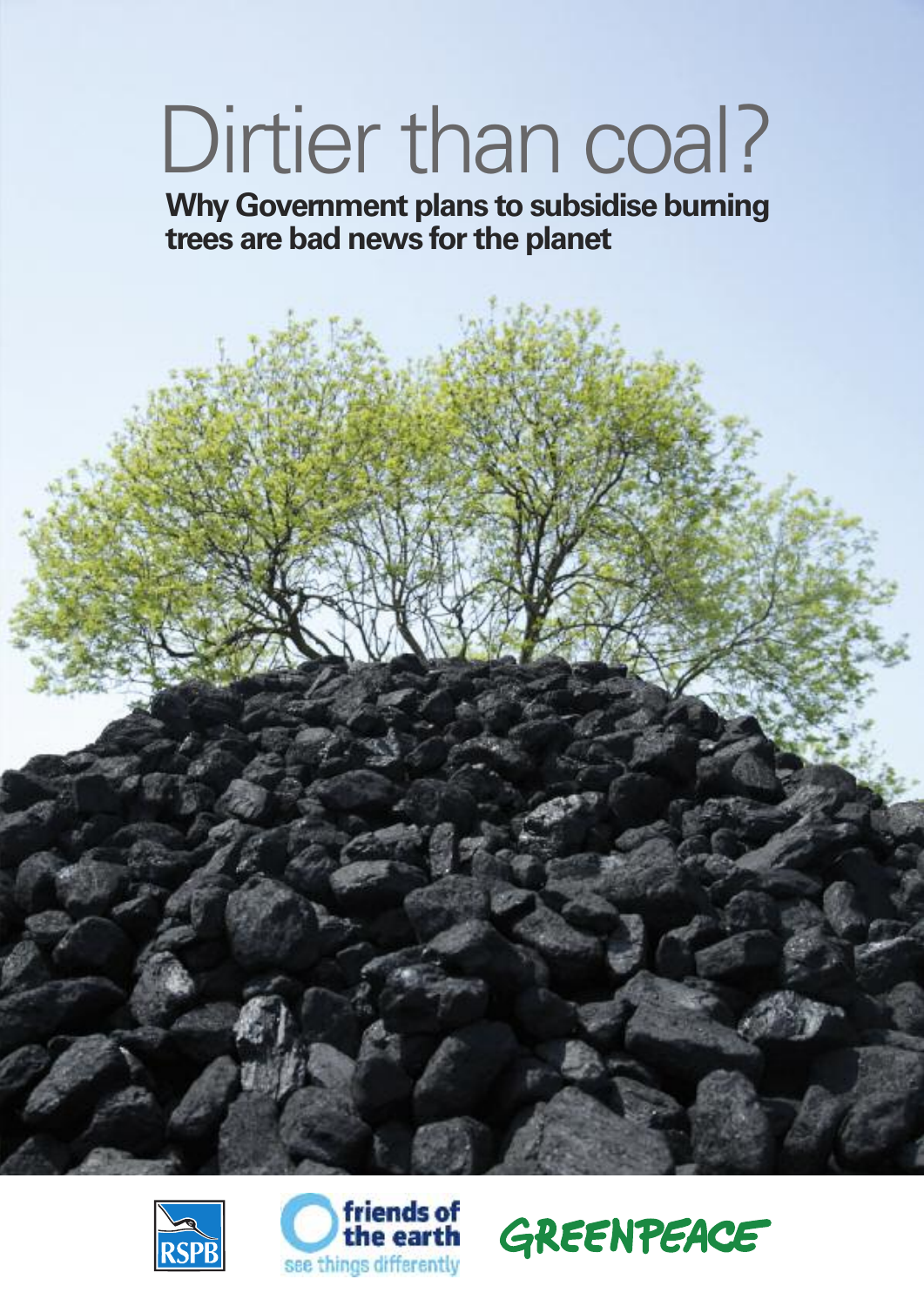# Dirtier than coal?

## Why Government plans to subsidise burning trees are bad news for the planet

RSPB

friends of the earth
see things differently

GREENPEACE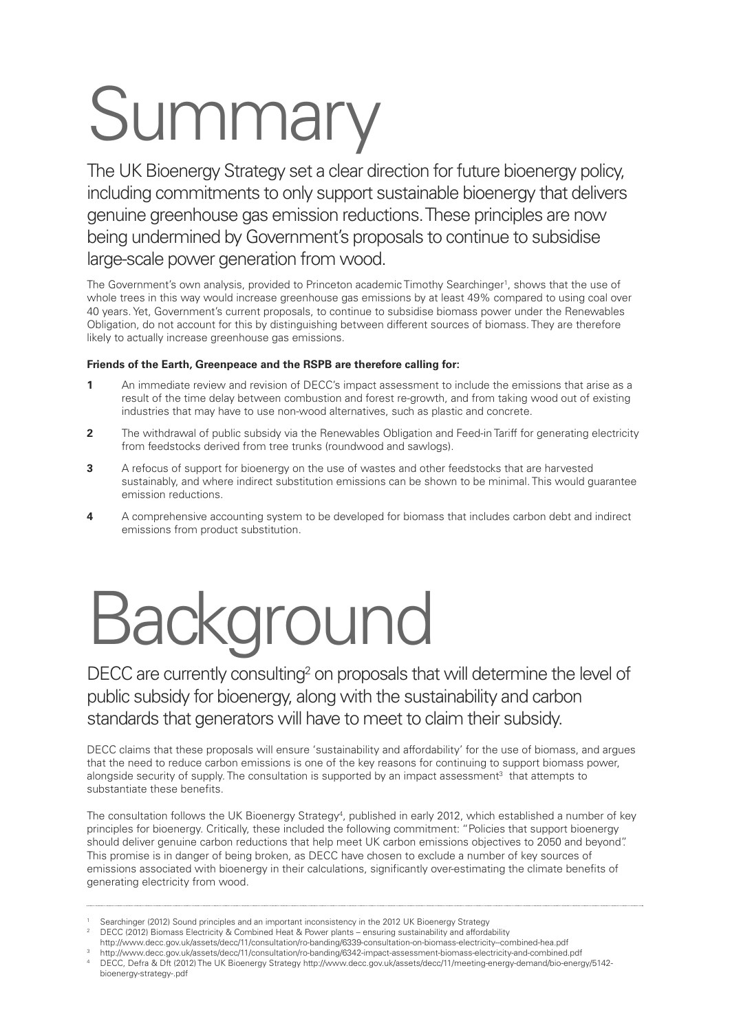# Summary

The UK Bioenergy Strategy set a clear direction for future bioenergy policy, including commitments to only support sustainable bioenergy that delivers genuine greenhouse gas emission reductions. These principles are now being undermined by Government's proposals to continue to subsidise large-scale power generation from wood.

The Government's own analysis, provided to Princeton academic Timothy Searchinger[1], shows that the use of whole trees in this way would increase greenhouse gas emissions by at least 49% compared to using coal over 40 years. Yet, Government's current proposals, to continue to subsidise biomass power under the Renewables Obligation, do not account for this by distinguishing between different sources of biomass. They are therefore likely to actually increase greenhouse gas emissions.

**Friends of the Earth, Greenpeace and the RSPB are therefore calling for:**

1. An immediate review and revision of DECC's impact assessment to include the emissions that arise as a result of the time delay between combustion and forest re-growth, and from taking wood out of existing industries that may have to use non-wood alternatives, such as plastic and concrete.
2. The withdrawal of public subsidy via the Renewables Obligation and Feed-in Tariff for generating electricity from feedstocks derived from tree trunks (roundwood and sawlogs).
3. A refocus of support for bioenergy on the use of wastes and other feedstocks that are harvested sustainably, and where indirect substitution emissions can be shown to be minimal. This would guarantee emission reductions.
4. A comprehensive accounting system to be developed for biomass that includes carbon debt and indirect emissions from product substitution.

# Background

DECC are currently consulting[2] on proposals that will determine the level of public subsidy for bioenergy, along with the sustainability and carbon standards that generators will have to meet to claim their subsidy.

DECC claims that these proposals will ensure 'sustainability and affordability' for the use of biomass, and argues that the need to reduce carbon emissions is one of the key reasons for continuing to support biomass power, alongside security of supply. The consultation is supported by an impact assessment[3] that attempts to substantiate these benefits.

The consultation follows the UK Bioenergy Strategy[4], published in early 2012, which established a number of key principles for bioenergy. Critically, these included the following commitment: "Policies that support bioenergy should deliver genuine carbon reductions that help meet UK carbon emissions objectives to 2050 and beyond". This promise is in danger of being broken, as DECC have chosen to exclude a number of key sources of emissions associated with bioenergy in their calculations, significantly over-estimating the climate benefits of generating electricity from wood.

---

[1] Searchinger (2012) Sound principles and an important inconsistency in the 2012 UK Bioenergy Strategy

[2] DECC (2012) Biomass Electricity & Combined Heat & Power plants – ensuring sustainability and affordability http://www.decc.gov.uk/assets/decc/11/consultation/ro-banding/6339-consultation-on-biomass-electricity--combined-hea.pdf

[3] http://www.decc.gov.uk/assets/decc/11/consultation/ro-banding/6342-impact-assessment-biomass-electricity-and-combined.pdf

[4] DECC, Defra & Dft (2012) The UK Bioenergy Strategy http://www.decc.gov.uk/assets/decc/11/meeting-energy-demand/bio-energy/5142-bioenergy-strategy-.pdf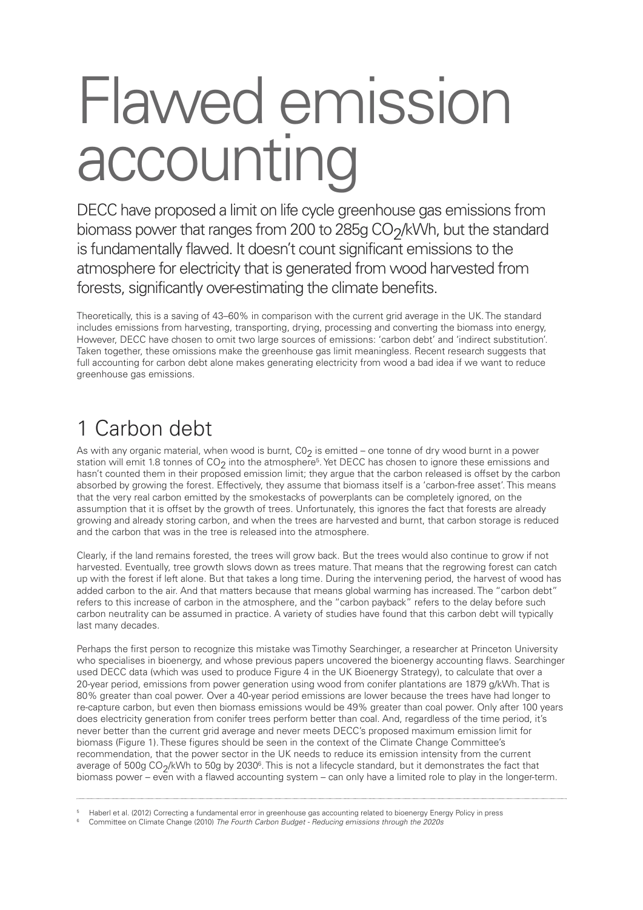# Flawed emission accounting

DECC have proposed a limit on life cycle greenhouse gas emissions from biomass power that ranges from 200 to 285g $CO_2$/kWh, but the standard is fundamentally flawed. It doesn't count significant emissions to the atmosphere for electricity that is generated from wood harvested from forests, significantly over-estimating the climate benefits.

Theoretically, this is a saving of 43–60% in comparison with the current grid average in the UK. The standard includes emissions from harvesting, transporting, drying, processing and converting the biomass into energy, However, DECC have chosen to omit two large sources of emissions: 'carbon debt' and 'indirect substitution'. Taken together, these omissions make the greenhouse gas limit meaningless. Recent research suggests that full accounting for carbon debt alone makes generating electricity from wood a bad idea if we want to reduce greenhouse gas emissions.

## 1 Carbon debt

As with any organic material, when wood is burnt, $C0_2$ is emitted – one tonne of dry wood burnt in a power station will emit 1.8 tonnes of $CO_2$ into the atmosphere[5]. Yet DECC has chosen to ignore these emissions and hasn't counted them in their proposed emission limit; they argue that the carbon released is offset by the carbon absorbed by growing the forest. Effectively, they assume that biomass itself is a 'carbon-free asset'. This means that the very real carbon emitted by the smokestacks of powerplants can be completely ignored, on the assumption that it is offset by the growth of trees. Unfortunately, this ignores the fact that forests are already growing and already storing carbon, and when the trees are harvested and burnt, that carbon storage is reduced and the carbon that was in the tree is released into the atmosphere.

Clearly, if the land remains forested, the trees will grow back. But the trees would also continue to grow if not harvested. Eventually, tree growth slows down as trees mature. That means that the regrowing forest can catch up with the forest if left alone. But that takes a long time. During the intervening period, the harvest of wood has added carbon to the air. And that matters because that means global warming has increased. The "carbon debt" refers to this increase of carbon in the atmosphere, and the "carbon payback" refers to the delay before such carbon neutrality can be assumed in practice. A variety of studies have found that this carbon debt will typically last many decades.

Perhaps the first person to recognize this mistake was Timothy Searchinger, a researcher at Princeton University who specialises in bioenergy, and whose previous papers uncovered the bioenergy accounting flaws. Searchinger used DECC data (which was used to produce Figure 4 in the UK Bioenergy Strategy), to calculate that over a 20-year period, emissions from power generation using wood from conifer plantations are 1879 g/kWh. That is 80% greater than coal power. Over a 40-year period emissions are lower because the trees have had longer to re-capture carbon, but even then biomass emissions would be 49% greater than coal power. Only after 100 years does electricity generation from conifer trees perform better than coal. And, regardless of the time period, it's never better than the current grid average and never meets DECC's proposed maximum emission limit for biomass (Figure 1). These figures should be seen in the context of the Climate Change Committee's recommendation, that the power sector in the UK needs to reduce its emission intensity from the current average of 500g $CO_2$/kWh to 50g by 2030[6]. This is not a lifecycle standard, but it demonstrates the fact that biomass power – even with a flawed accounting system – can only have a limited role to play in the longer-term.

---

[5] Haberl et al. (2012) Correcting a fundamental error in greenhouse gas accounting related to bioenergy Energy Policy in press

[6] Committee on Climate Change (2010) *The Fourth Carbon Budget - Reducing emissions through the 2020s*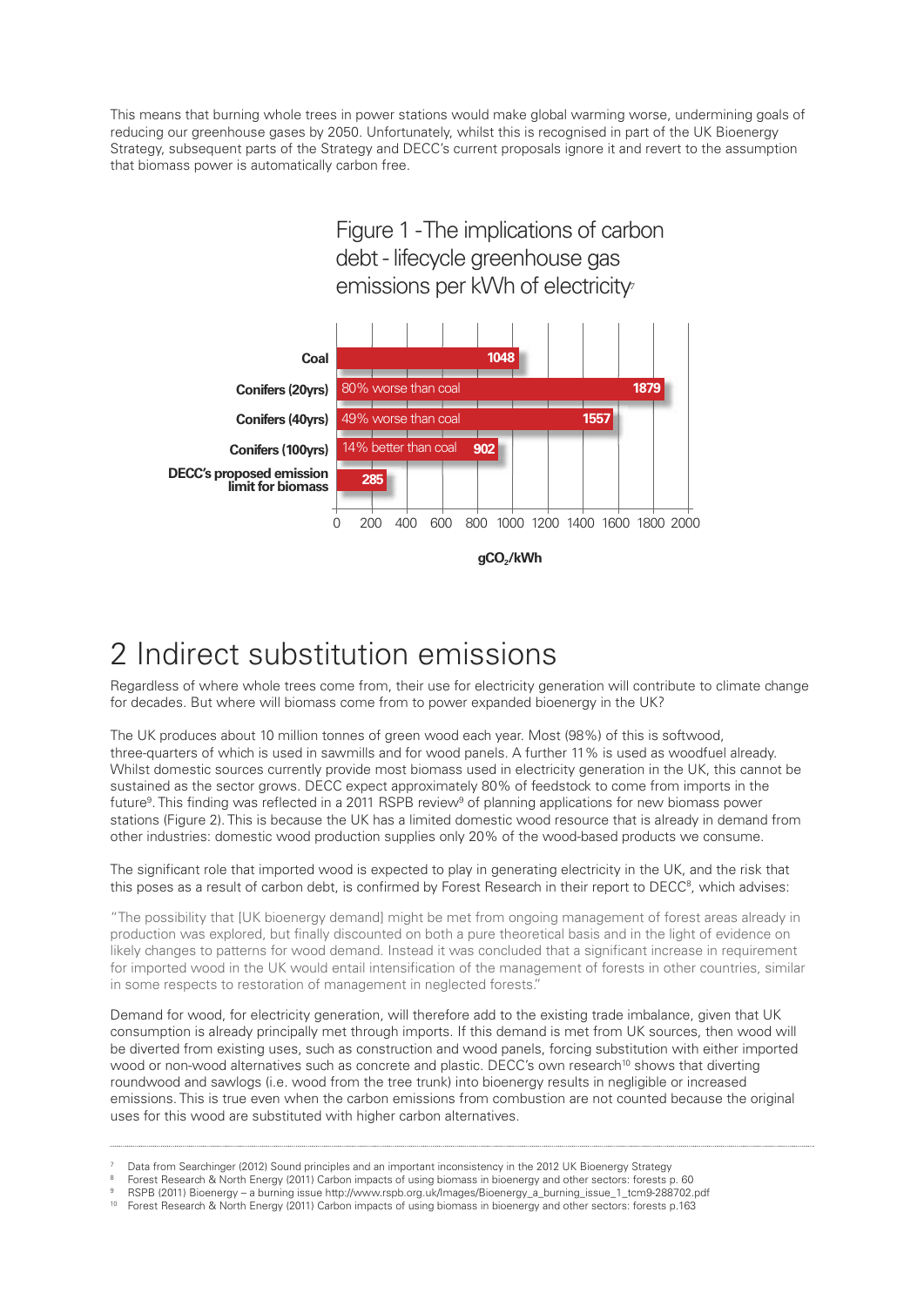This means that burning whole trees in power stations would make global warming worse, undermining goals of reducing our greenhouse gases by 2050. Unfortunately, whilst this is recognised in part of the UK Bioenergy Strategy, subsequent parts of the Strategy and DECC's current proposals ignore it and revert to the assumption that biomass power is automatically carbon free.

Figure 1 - The implications of carbon debt - lifecycle greenhouse gas emissions per kWh of electricity[7]

| | Note | $gCO_2/kWh$ |
|---|---|---|
| Coal | | 1048 |
| Conifers (20yrs) | 80% worse than coal | 1879 |
| Conifers (40yrs) | 49% worse than coal | 1557 |
| Conifers (100yrs) | 14% better than coal | 902 |
| DECC's proposed emission limit for biomass | | 285 |

## 2 Indirect substitution emissions

Regardless of where whole trees come from, their use for electricity generation will contribute to climate change for decades. But where will biomass come from to power expanded bioenergy in the UK?

The UK produces about 10 million tonnes of green wood each year. Most (98%) of this is softwood, three-quarters of which is used in sawmills and for wood panels. A further 11% is used as woodfuel already. Whilst domestic sources currently provide most biomass used in electricity generation in the UK, this cannot be sustained as the sector grows. DECC expect approximately 80% of feedstock to come from imports in the future[9]. This finding was reflected in a 2011 RSPB review[9] of planning applications for new biomass power stations (Figure 2). This is because the UK has a limited domestic wood resource that is already in demand from other industries: domestic wood production supplies only 20% of the wood-based products we consume.

The significant role that imported wood is expected to play in generating electricity in the UK, and the risk that this poses as a result of carbon debt, is confirmed by Forest Research in their report to DECC[8], which advises:

> "The possibility that [UK bioenergy demand] might be met from ongoing management of forest areas already in production was explored, but finally discounted on both a pure theoretical basis and in the light of evidence on likely changes to patterns for wood demand. Instead it was concluded that a significant increase in requirement for imported wood in the UK would entail intensification of the management of forests in other countries, similar in some respects to restoration of management in neglected forests."

Demand for wood, for electricity generation, will therefore add to the existing trade imbalance, given that UK consumption is already principally met through imports. If this demand is met from UK sources, then wood will be diverted from existing uses, such as construction and wood panels, forcing substitution with either imported wood or non-wood alternatives such as concrete and plastic. DECC's own research[10] shows that diverting roundwood and sawlogs (i.e. wood from the tree trunk) into bioenergy results in negligible or increased emissions. This is true even when the carbon emissions from combustion are not counted because the original uses for this wood are substituted with higher carbon alternatives.

---

7 Data from Searchinger (2012) Sound principles and an important inconsistency in the 2012 UK Bioenergy Strategy
8 Forest Research & North Energy (2011) Carbon impacts of using biomass in bioenergy and other sectors: forests p. 60
9 RSPB (2011) Bioenergy – a burning issue http://www.rspb.org.uk/Images/Bioenergy_a_burning_issue_1_tcm9-288702.pdf
10 Forest Research & North Energy (2011) Carbon impacts of using biomass in bioenergy and other sectors: forests p.163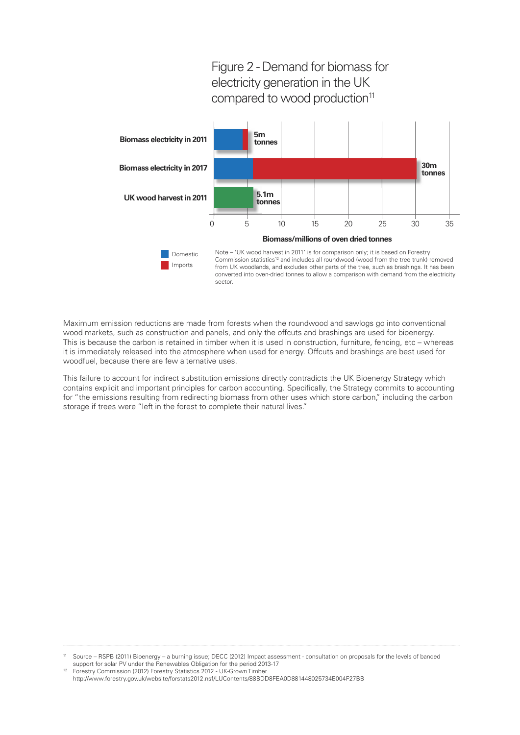## Figure 2 - Demand for biomass for electricity generation in the UK compared to wood production[11]

| | Biomass/millions of oven dried tonnes |
|---|---|
| Biomass electricity in 2011 | 5m tonnes |
| Biomass electricity in 2017 | 30m tonnes |
| UK wood harvest in 2011 | 5.1m tonnes |

Domestic
Imports

Note – 'UK wood harvest in 2011' is for comparison only; it is based on Forestry Commission statistics[12] and includes all roundwood (wood from the tree trunk) removed from UK woodlands, and excludes other parts of the tree, such as brashings. It has been converted into oven-dried tonnes to allow a comparison with demand from the electricity sector.

Maximum emission reductions are made from forests when the roundwood and sawlogs go into conventional wood markets, such as construction and panels, and only the offcuts and brashings are used for bioenergy. This is because the carbon is retained in timber when it is used in construction, furniture, fencing, etc – whereas it is immediately released into the atmosphere when used for energy. Offcuts and brashings are best used for woodfuel, because there are few alternative uses.

This failure to account for indirect substitution emissions directly contradicts the UK Bioenergy Strategy which contains explicit and important principles for carbon accounting. Specifically, the Strategy commits to accounting for "the emissions resulting from redirecting biomass from other uses which store carbon," including the carbon storage if trees were "left in the forest to complete their natural lives."

---

[11] Source – RSPB (2011) Bioenergy – a burning issue; DECC (2012) Impact assessment - consultation on proposals for the levels of banded support for solar PV under the Renewables Obligation for the period 2013-17

[12] Forestry Commission (2012) Forestry Statistics 2012 - UK-Grown Timber http://www.forestry.gov.uk/website/forstats2012.nsf/LUContents/88BDD8FEA0D881448025734E004F27BB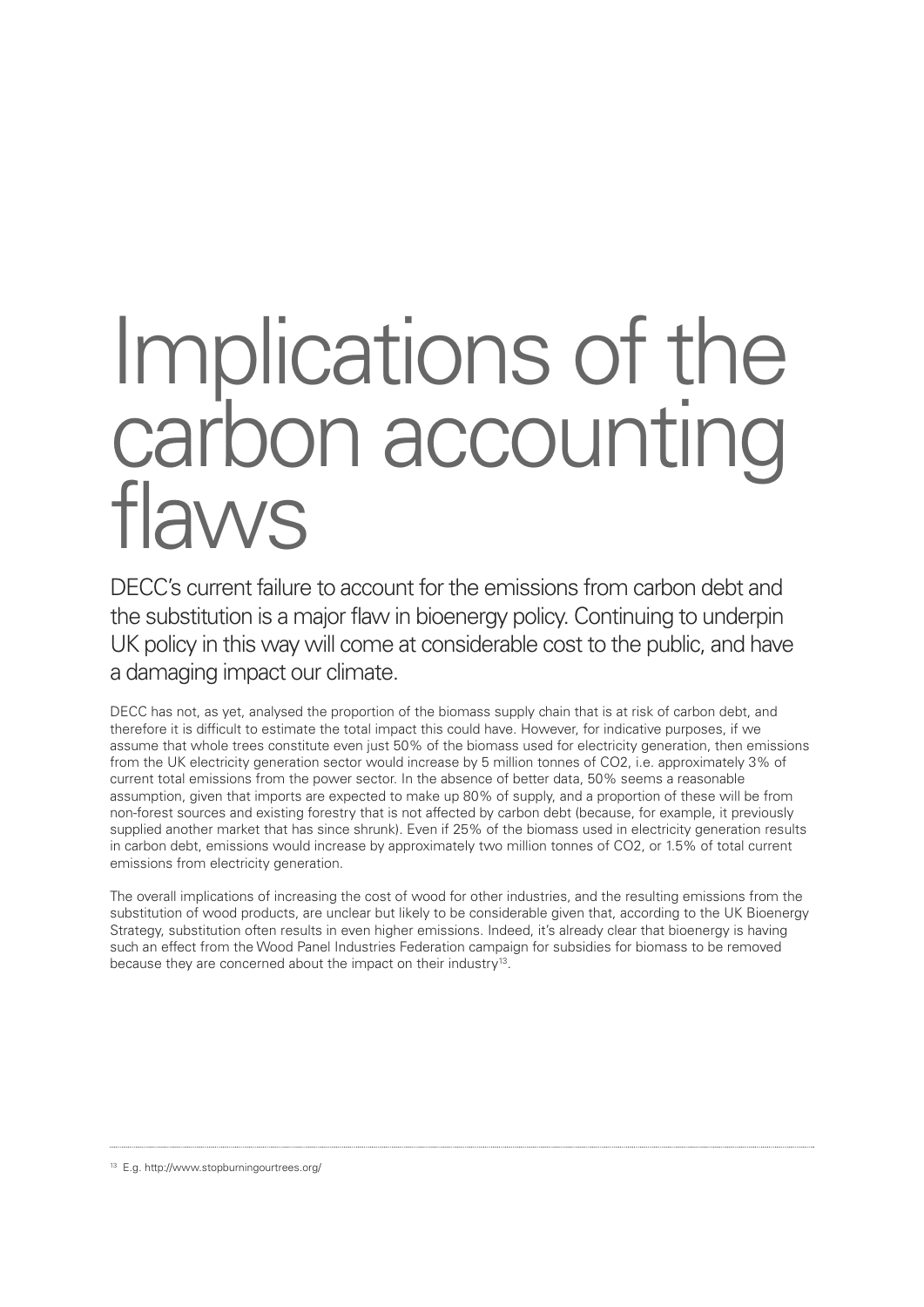# Implications of the carbon accounting flaws

DECC's current failure to account for the emissions from carbon debt and the substitution is a major flaw in bioenergy policy. Continuing to underpin UK policy in this way will come at considerable cost to the public, and have a damaging impact our climate.

DECC has not, as yet, analysed the proportion of the biomass supply chain that is at risk of carbon debt, and therefore it is difficult to estimate the total impact this could have. However, for indicative purposes, if we assume that whole trees constitute even just 50% of the biomass used for electricity generation, then emissions from the UK electricity generation sector would increase by 5 million tonnes of CO2, i.e. approximately 3% of current total emissions from the power sector. In the absence of better data, 50% seems a reasonable assumption, given that imports are expected to make up 80% of supply, and a proportion of these will be from non-forest sources and existing forestry that is not affected by carbon debt (because, for example, it previously supplied another market that has since shrunk). Even if 25% of the biomass used in electricity generation results in carbon debt, emissions would increase by approximately two million tonnes of CO2, or 1.5% of total current emissions from electricity generation.

The overall implications of increasing the cost of wood for other industries, and the resulting emissions from the substitution of wood products, are unclear but likely to be considerable given that, according to the UK Bioenergy Strategy, substitution often results in even higher emissions. Indeed, it's already clear that bioenergy is having such an effect from the Wood Panel Industries Federation campaign for subsidies for biomass to be removed because they are concerned about the impact on their industry[13].

---

[13] E.g. http://www.stopburningourtrees.org/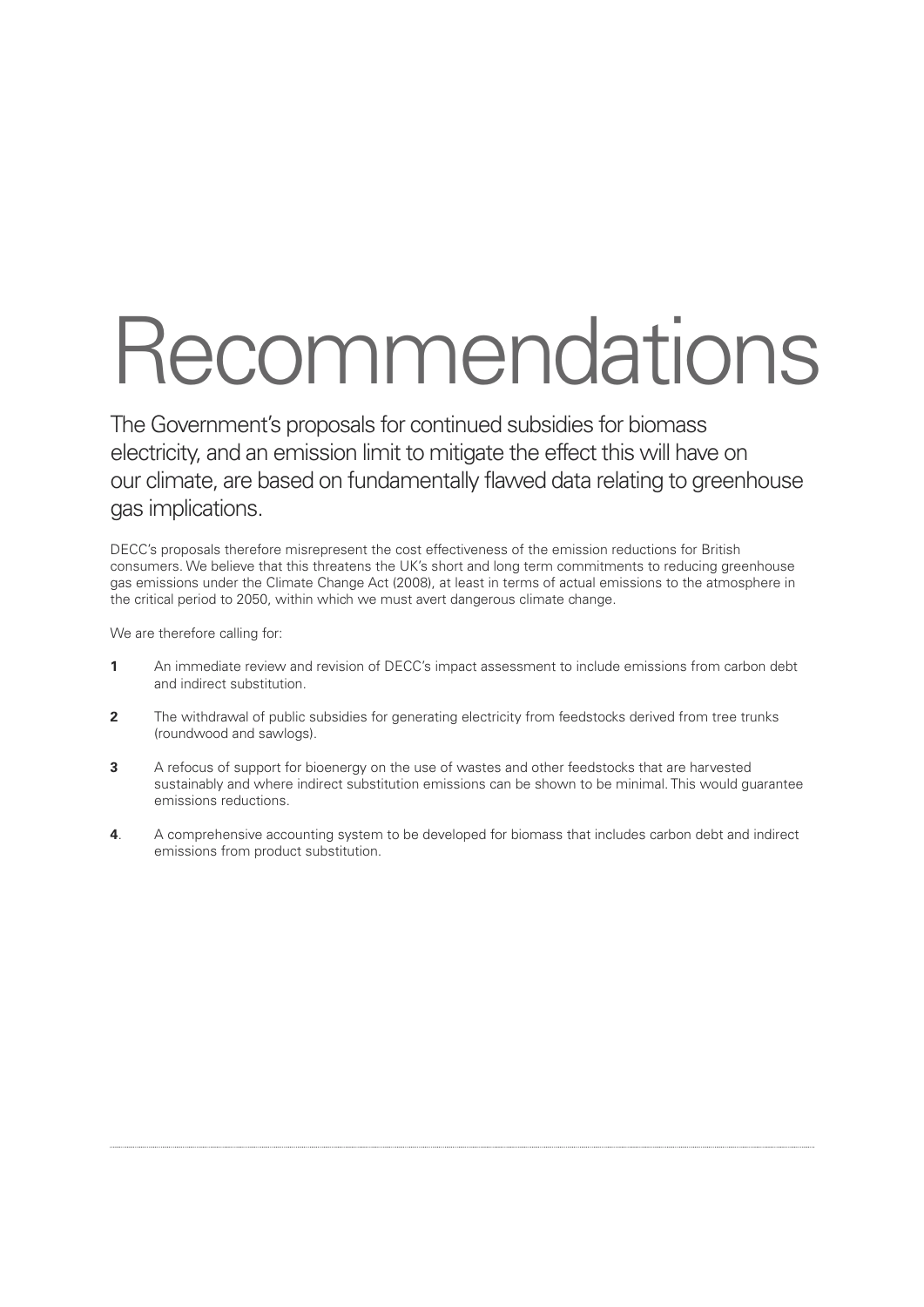# Recommendations

The Government's proposals for continued subsidies for biomass electricity, and an emission limit to mitigate the effect this will have on our climate, are based on fundamentally flawed data relating to greenhouse gas implications.

DECC's proposals therefore misrepresent the cost effectiveness of the emission reductions for British consumers. We believe that this threatens the UK's short and long term commitments to reducing greenhouse gas emissions under the Climate Change Act (2008), at least in terms of actual emissions to the atmosphere in the critical period to 2050, within which we must avert dangerous climate change.

We are therefore calling for:

1. An immediate review and revision of DECC's impact assessment to include emissions from carbon debt and indirect substitution.
2. The withdrawal of public subsidies for generating electricity from feedstocks derived from tree trunks (roundwood and sawlogs).
3. A refocus of support for bioenergy on the use of wastes and other feedstocks that are harvested sustainably and where indirect substitution emissions can be shown to be minimal. This would guarantee emissions reductions.
4. A comprehensive accounting system to be developed for biomass that includes carbon debt and indirect emissions from product substitution.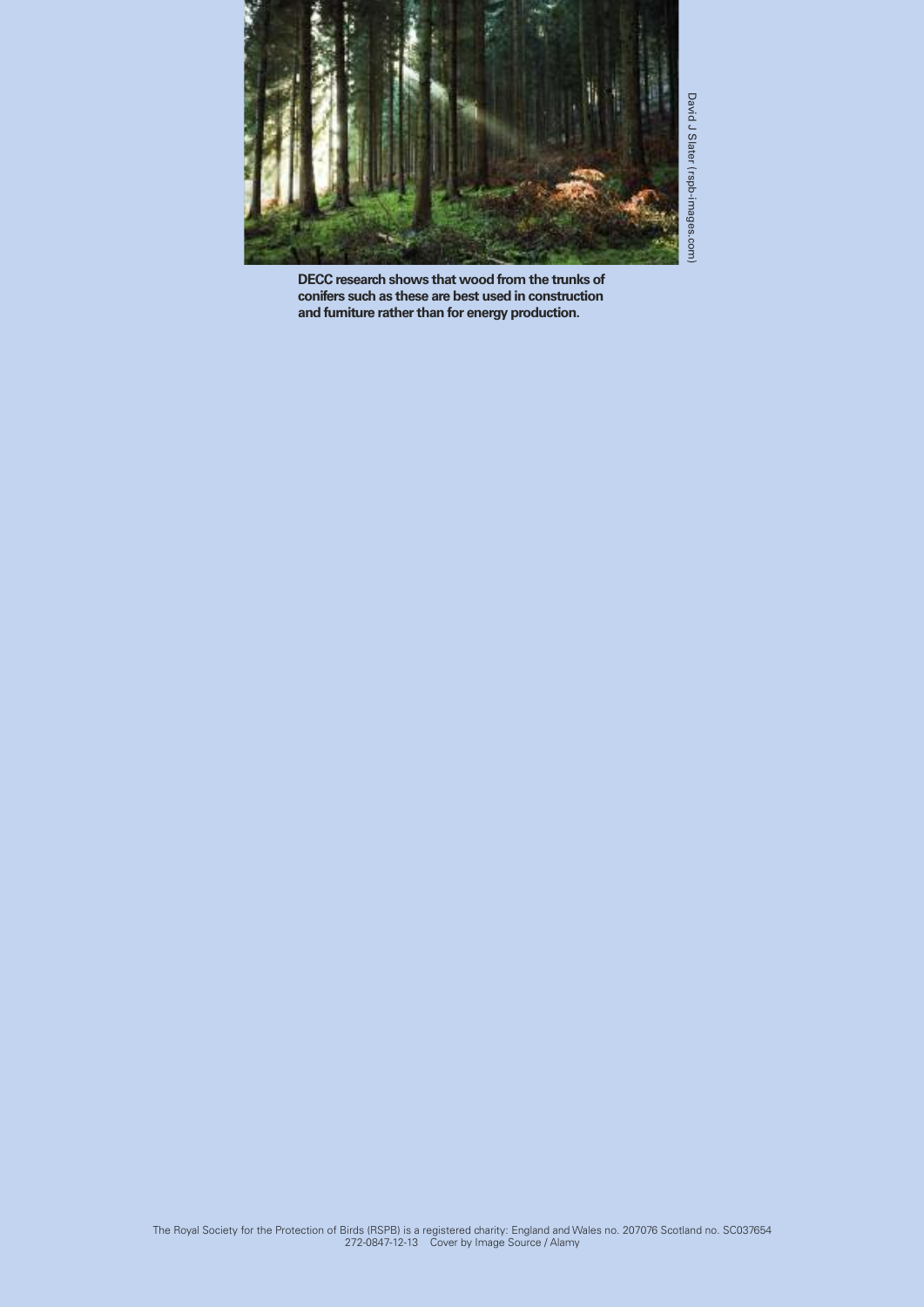**DECC research shows that wood from the trunks of conifers such as these are best used in construction and furniture rather than for energy production.**

David J Slater (rspb-images.com)

The Royal Society for the Protection of Birds (RSPB) is a registered charity: England and Wales no. 207076 Scotland no. SC037654
272-0847-12-13 Cover by Image Source / Alamy